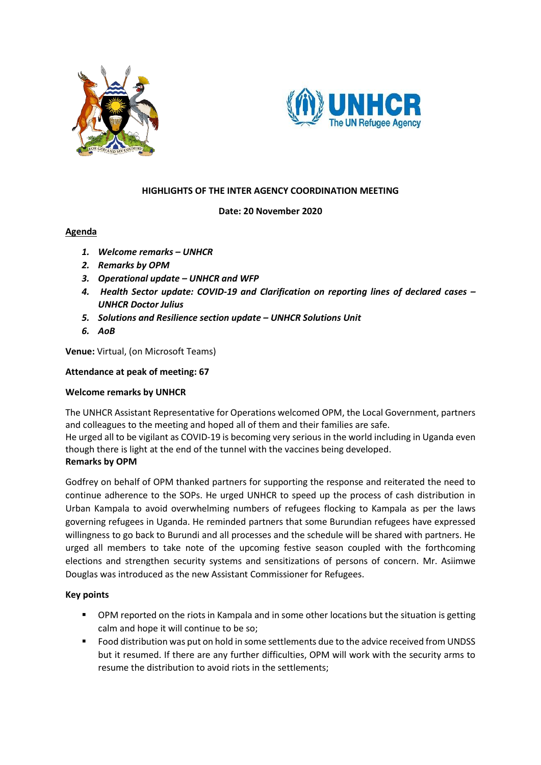**HIGHLIGHTS OF THE INTER AGENCY COORDINATION MEETING**

**Date: 20 November 2020**

**Agenda**

1. ***Welcome remarks – UNHCR***
2. ***Remarks by OPM***
3. ***Operational update – UNHCR and WFP***
4. ***Health Sector update: COVID-19 and Clarification on reporting lines of declared cases – UNHCR Doctor Julius***
5. ***Solutions and Resilience section update – UNHCR Solutions Unit***
6. ***AoB***

**Venue:** Virtual, (on Microsoft Teams)

**Attendance at peak of meeting: 67**

**Welcome remarks by UNHCR**

The UNHCR Assistant Representative for Operations welcomed OPM, the Local Government, partners and colleagues to the meeting and hoped all of them and their families are safe.
He urged all to be vigilant as COVID-19 is becoming very serious in the world including in Uganda even though there is light at the end of the tunnel with the vaccines being developed.

**Remarks by OPM**

Godfrey on behalf of OPM thanked partners for supporting the response and reiterated the need to continue adherence to the SOPs. He urged UNHCR to speed up the process of cash distribution in Urban Kampala to avoid overwhelming numbers of refugees flocking to Kampala as per the laws governing refugees in Uganda. He reminded partners that some Burundian refugees have expressed willingness to go back to Burundi and all processes and the schedule will be shared with partners. He urged all members to take note of the upcoming festive season coupled with the forthcoming elections and strengthen security systems and sensitizations of persons of concern. Mr. Asiimwe Douglas was introduced as the new Assistant Commissioner for Refugees.

**Key points**

- OPM reported on the riots in Kampala and in some other locations but the situation is getting calm and hope it will continue to be so;
- Food distribution was put on hold in some settlements due to the advice received from UNDSS but it resumed. If there are any further difficulties, OPM will work with the security arms to resume the distribution to avoid riots in the settlements;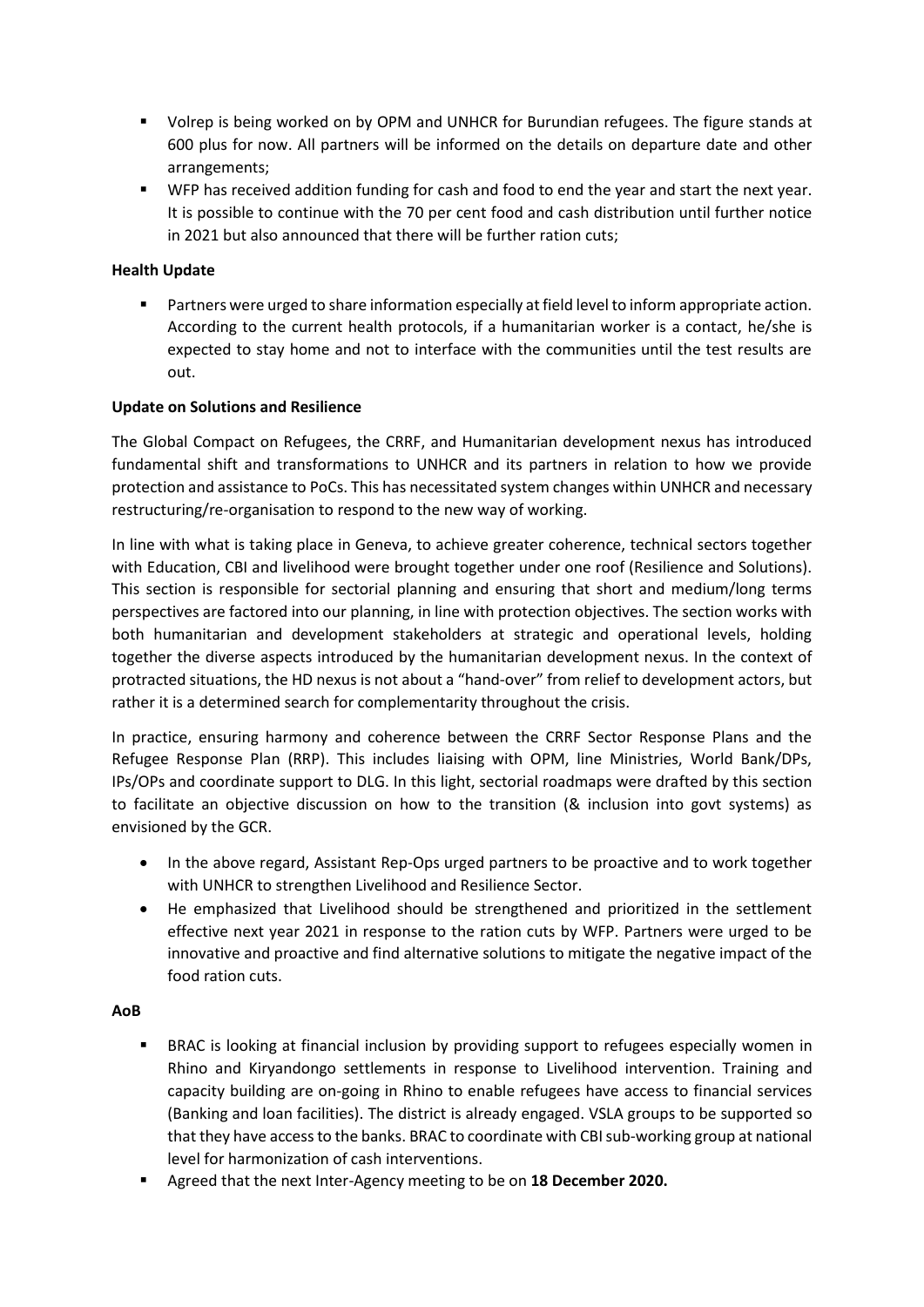- Volrep is being worked on by OPM and UNHCR for Burundian refugees. The figure stands at 600 plus for now. All partners will be informed on the details on departure date and other arrangements;
- WFP has received addition funding for cash and food to end the year and start the next year. It is possible to continue with the 70 per cent food and cash distribution until further notice in 2021 but also announced that there will be further ration cuts;

**Health Update**

- Partners were urged to share information especially at field level to inform appropriate action. According to the current health protocols, if a humanitarian worker is a contact, he/she is expected to stay home and not to interface with the communities until the test results are out.

**Update on Solutions and Resilience**

The Global Compact on Refugees, the CRRF, and Humanitarian development nexus has introduced fundamental shift and transformations to UNHCR and its partners in relation to how we provide protection and assistance to PoCs. This has necessitated system changes within UNHCR and necessary restructuring/re-organisation to respond to the new way of working.

In line with what is taking place in Geneva, to achieve greater coherence, technical sectors together with Education, CBI and livelihood were brought together under one roof (Resilience and Solutions). This section is responsible for sectorial planning and ensuring that short and medium/long terms perspectives are factored into our planning, in line with protection objectives. The section works with both humanitarian and development stakeholders at strategic and operational levels, holding together the diverse aspects introduced by the humanitarian development nexus. In the context of protracted situations, the HD nexus is not about a "hand-over" from relief to development actors, but rather it is a determined search for complementarity throughout the crisis.

In practice, ensuring harmony and coherence between the CRRF Sector Response Plans and the Refugee Response Plan (RRP). This includes liaising with OPM, line Ministries, World Bank/DPs, IPs/OPs and coordinate support to DLG. In this light, sectorial roadmaps were drafted by this section to facilitate an objective discussion on how to the transition (& inclusion into govt systems) as envisioned by the GCR.

- In the above regard, Assistant Rep-Ops urged partners to be proactive and to work together with UNHCR to strengthen Livelihood and Resilience Sector.
- He emphasized that Livelihood should be strengthened and prioritized in the settlement effective next year 2021 in response to the ration cuts by WFP. Partners were urged to be innovative and proactive and find alternative solutions to mitigate the negative impact of the food ration cuts.

**AoB**

- BRAC is looking at financial inclusion by providing support to refugees especially women in Rhino and Kiryandongo settlements in response to Livelihood intervention. Training and capacity building are on-going in Rhino to enable refugees have access to financial services (Banking and loan facilities). The district is already engaged. VSLA groups to be supported so that they have access to the banks. BRAC to coordinate with CBI sub-working group at national level for harmonization of cash interventions.
- Agreed that the next Inter-Agency meeting to be on **18 December 2020.**